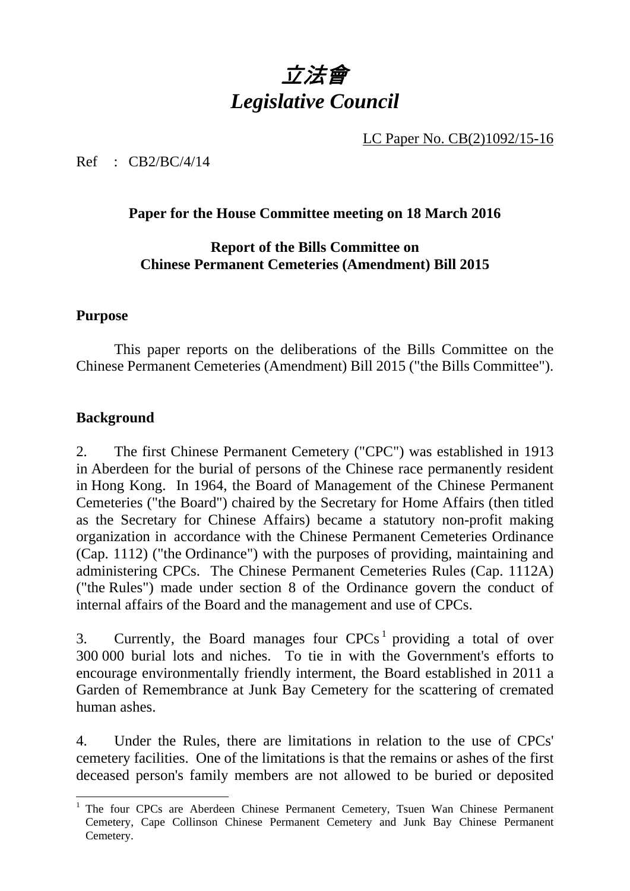# *立法會*
# *Legislative Council*

LC Paper No. CB(2)1092/15-16

Ref : CB2/BC/4/14

**Paper for the House Committee meeting on 18 March 2016**

**Report of the Bills Committee on Chinese Permanent Cemeteries (Amendment) Bill 2015**

## Purpose

This paper reports on the deliberations of the Bills Committee on the Chinese Permanent Cemeteries (Amendment) Bill 2015 ("the Bills Committee").

## Background

2. The first Chinese Permanent Cemetery ("CPC") was established in 1913 in Aberdeen for the burial of persons of the Chinese race permanently resident in Hong Kong. In 1964, the Board of Management of the Chinese Permanent Cemeteries ("the Board") chaired by the Secretary for Home Affairs (then titled as the Secretary for Chinese Affairs) became a statutory non-profit making organization in accordance with the Chinese Permanent Cemeteries Ordinance (Cap. 1112) ("the Ordinance") with the purposes of providing, maintaining and administering CPCs. The Chinese Permanent Cemeteries Rules (Cap. 1112A) ("the Rules") made under section 8 of the Ordinance govern the conduct of internal affairs of the Board and the management and use of CPCs.

3. Currently, the Board manages four CPCs[1] providing a total of over 300 000 burial lots and niches. To tie in with the Government's efforts to encourage environmentally friendly interment, the Board established in 2011 a Garden of Remembrance at Junk Bay Cemetery for the scattering of cremated human ashes.

4. Under the Rules, there are limitations in relation to the use of CPCs' cemetery facilities. One of the limitations is that the remains or ashes of the first deceased person's family members are not allowed to be buried or deposited

[1] The four CPCs are Aberdeen Chinese Permanent Cemetery, Tsuen Wan Chinese Permanent Cemetery, Cape Collinson Chinese Permanent Cemetery and Junk Bay Chinese Permanent Cemetery.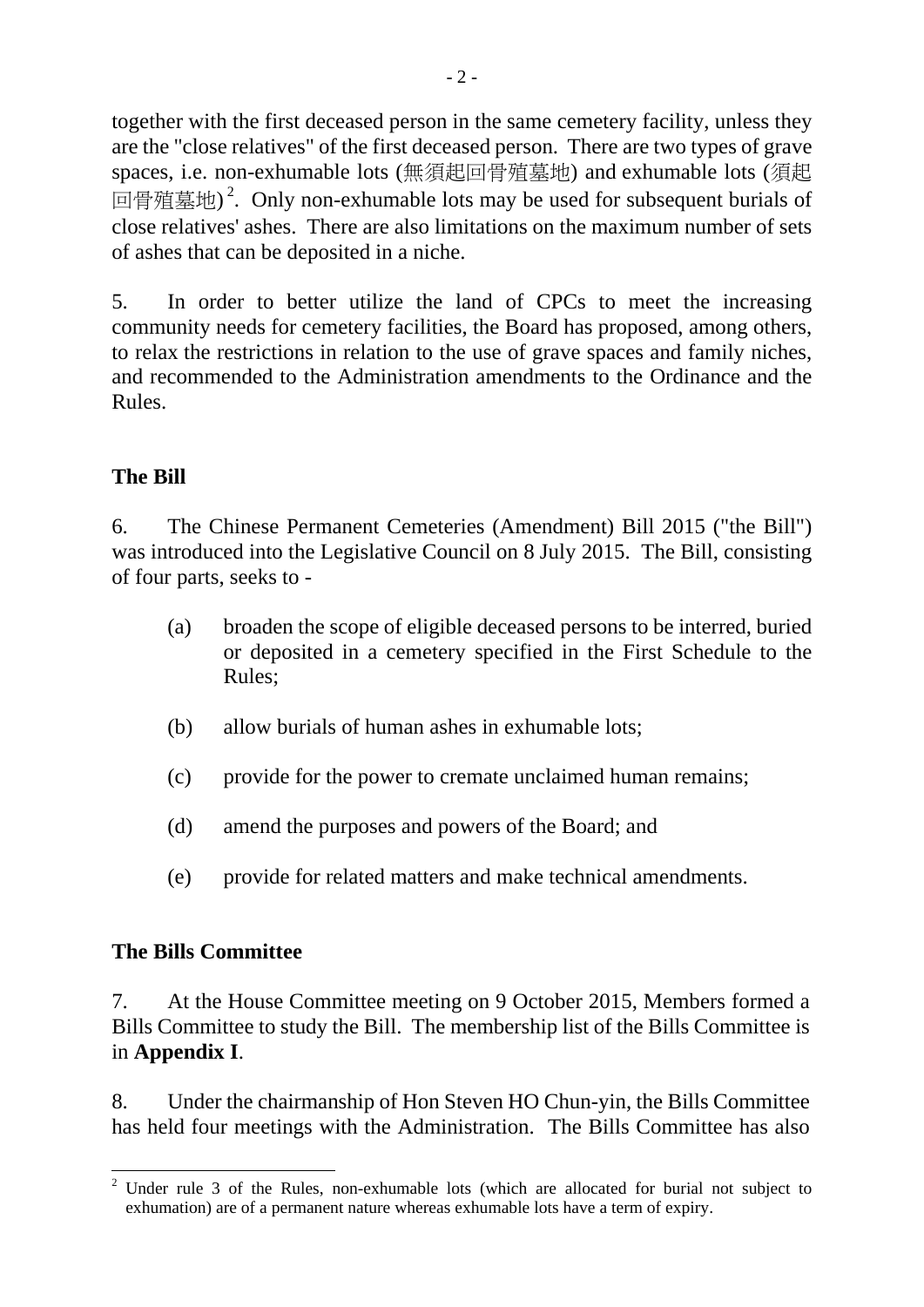together with the first deceased person in the same cemetery facility, unless they are the "close relatives" of the first deceased person. There are two types of grave spaces, i.e. non-exhumable lots (無須起回骨殖墓地) and exhumable lots (須起回骨殖墓地)[2]. Only non-exhumable lots may be used for subsequent burials of close relatives' ashes. There are also limitations on the maximum number of sets of ashes that can be deposited in a niche.

5. In order to better utilize the land of CPCs to meet the increasing community needs for cemetery facilities, the Board has proposed, among others, to relax the restrictions in relation to the use of grave spaces and family niches, and recommended to the Administration amendments to the Ordinance and the Rules.

**The Bill**

6. The Chinese Permanent Cemeteries (Amendment) Bill 2015 ("the Bill") was introduced into the Legislative Council on 8 July 2015. The Bill, consisting of four parts, seeks to -

(a) broaden the scope of eligible deceased persons to be interred, buried or deposited in a cemetery specified in the First Schedule to the Rules;

(b) allow burials of human ashes in exhumable lots;

(c) provide for the power to cremate unclaimed human remains;

(d) amend the purposes and powers of the Board; and

(e) provide for related matters and make technical amendments.

**The Bills Committee**

7. At the House Committee meeting on 9 October 2015, Members formed a Bills Committee to study the Bill. The membership list of the Bills Committee is in **Appendix I**.

8. Under the chairmanship of Hon Steven HO Chun-yin, the Bills Committee has held four meetings with the Administration. The Bills Committee has also

---

[2] Under rule 3 of the Rules, non-exhumable lots (which are allocated for burial not subject to exhumation) are of a permanent nature whereas exhumable lots have a term of expiry.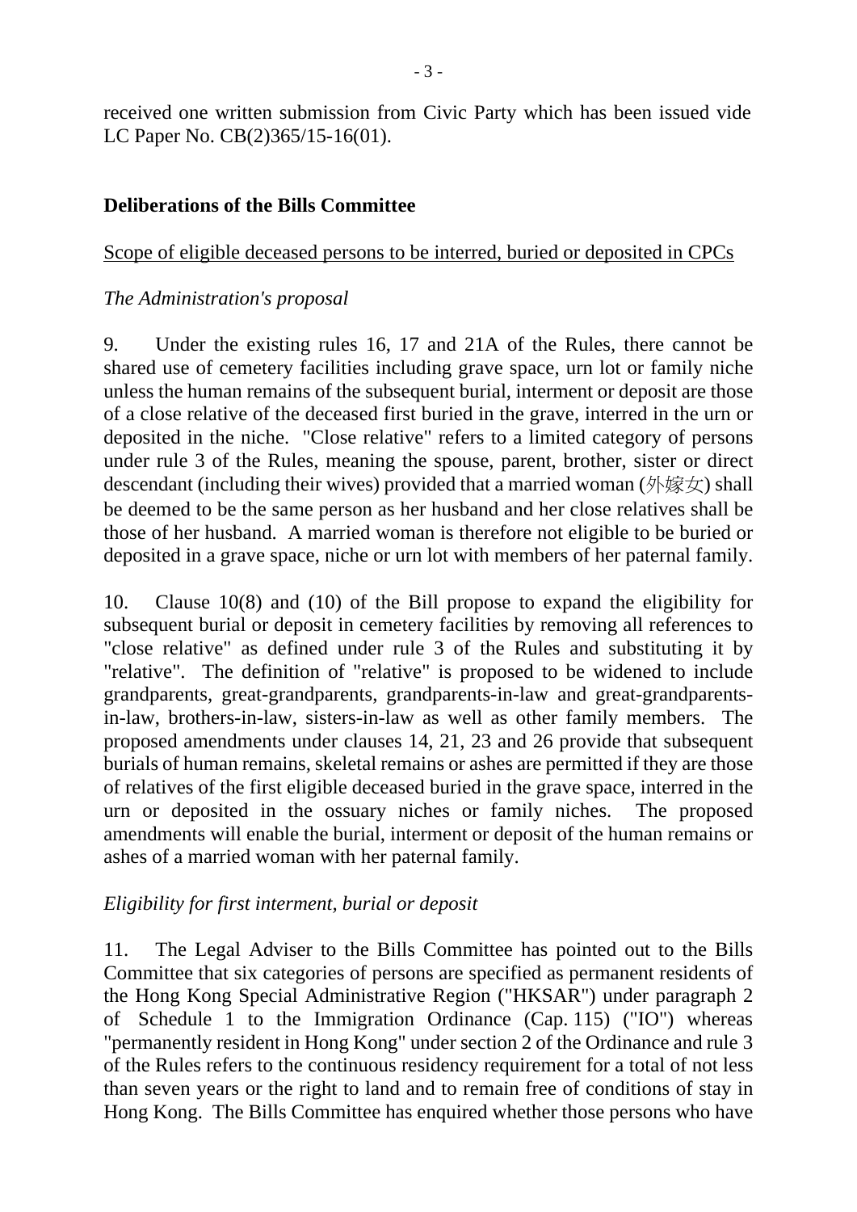received one written submission from Civic Party which has been issued vide LC Paper No. CB(2)365/15-16(01).

**Deliberations of the Bills Committee**

Scope of eligible deceased persons to be interred, buried or deposited in CPCs

*The Administration's proposal*

9. Under the existing rules 16, 17 and 21A of the Rules, there cannot be shared use of cemetery facilities including grave space, urn lot or family niche unless the human remains of the subsequent burial, interment or deposit are those of a close relative of the deceased first buried in the grave, interred in the urn or deposited in the niche. "Close relative" refers to a limited category of persons under rule 3 of the Rules, meaning the spouse, parent, brother, sister or direct descendant (including their wives) provided that a married woman (外嫁女) shall be deemed to be the same person as her husband and her close relatives shall be those of her husband. A married woman is therefore not eligible to be buried or deposited in a grave space, niche or urn lot with members of her paternal family.

10. Clause 10(8) and (10) of the Bill propose to expand the eligibility for subsequent burial or deposit in cemetery facilities by removing all references to "close relative" as defined under rule 3 of the Rules and substituting it by "relative". The definition of "relative" is proposed to be widened to include grandparents, great-grandparents, grandparents-in-law and great-grandparents-in-law, brothers-in-law, sisters-in-law as well as other family members. The proposed amendments under clauses 14, 21, 23 and 26 provide that subsequent burials of human remains, skeletal remains or ashes are permitted if they are those of relatives of the first eligible deceased buried in the grave space, interred in the urn or deposited in the ossuary niches or family niches. The proposed amendments will enable the burial, interment or deposit of the human remains or ashes of a married woman with her paternal family.

*Eligibility for first interment, burial or deposit*

11. The Legal Adviser to the Bills Committee has pointed out to the Bills Committee that six categories of persons are specified as permanent residents of the Hong Kong Special Administrative Region ("HKSAR") under paragraph 2 of Schedule 1 to the Immigration Ordinance (Cap. 115) ("IO") whereas "permanently resident in Hong Kong" under section 2 of the Ordinance and rule 3 of the Rules refers to the continuous residency requirement for a total of not less than seven years or the right to land and to remain free of conditions of stay in Hong Kong. The Bills Committee has enquired whether those persons who have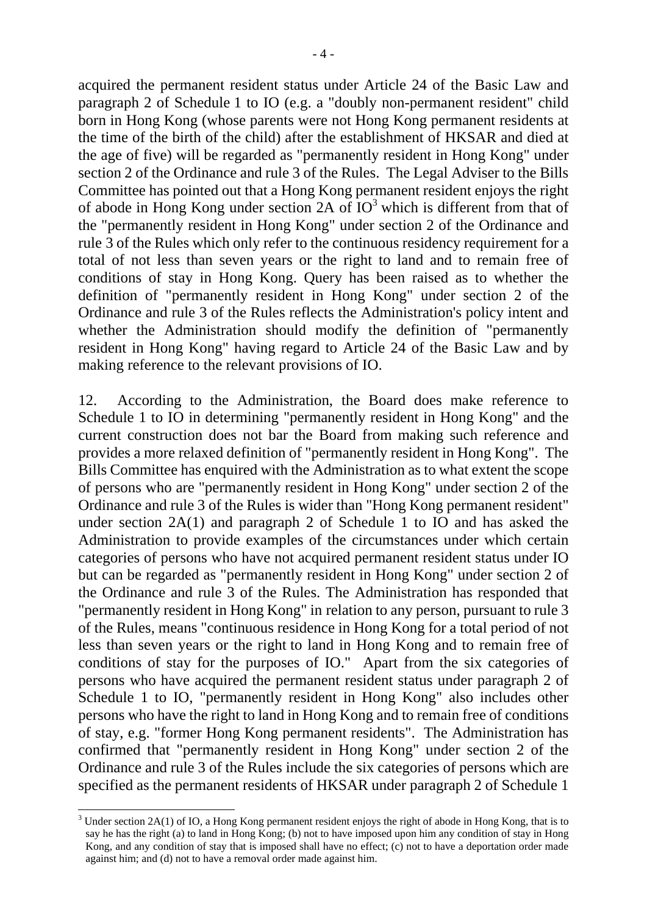acquired the permanent resident status under Article 24 of the Basic Law and paragraph 2 of Schedule 1 to IO (e.g. a "doubly non-permanent resident" child born in Hong Kong (whose parents were not Hong Kong permanent residents at the time of the birth of the child) after the establishment of HKSAR and died at the age of five) will be regarded as "permanently resident in Hong Kong" under section 2 of the Ordinance and rule 3 of the Rules. The Legal Adviser to the Bills Committee has pointed out that a Hong Kong permanent resident enjoys the right of abode in Hong Kong under section 2A of IO[3] which is different from that of the "permanently resident in Hong Kong" under section 2 of the Ordinance and rule 3 of the Rules which only refer to the continuous residency requirement for a total of not less than seven years or the right to land and to remain free of conditions of stay in Hong Kong. Query has been raised as to whether the definition of "permanently resident in Hong Kong" under section 2 of the Ordinance and rule 3 of the Rules reflects the Administration's policy intent and whether the Administration should modify the definition of "permanently resident in Hong Kong" having regard to Article 24 of the Basic Law and by making reference to the relevant provisions of IO.

12. According to the Administration, the Board does make reference to Schedule 1 to IO in determining "permanently resident in Hong Kong" and the current construction does not bar the Board from making such reference and provides a more relaxed definition of "permanently resident in Hong Kong". The Bills Committee has enquired with the Administration as to what extent the scope of persons who are "permanently resident in Hong Kong" under section 2 of the Ordinance and rule 3 of the Rules is wider than "Hong Kong permanent resident" under section 2A(1) and paragraph 2 of Schedule 1 to IO and has asked the Administration to provide examples of the circumstances under which certain categories of persons who have not acquired permanent resident status under IO but can be regarded as "permanently resident in Hong Kong" under section 2 of the Ordinance and rule 3 of the Rules. The Administration has responded that "permanently resident in Hong Kong" in relation to any person, pursuant to rule 3 of the Rules, means "continuous residence in Hong Kong for a total period of not less than seven years or the right to land in Hong Kong and to remain free of conditions of stay for the purposes of IO." Apart from the six categories of persons who have acquired the permanent resident status under paragraph 2 of Schedule 1 to IO, "permanently resident in Hong Kong" also includes other persons who have the right to land in Hong Kong and to remain free of conditions of stay, e.g. "former Hong Kong permanent residents". The Administration has confirmed that "permanently resident in Hong Kong" under section 2 of the Ordinance and rule 3 of the Rules include the six categories of persons which are specified as the permanent residents of HKSAR under paragraph 2 of Schedule 1

---

[3] Under section 2A(1) of IO, a Hong Kong permanent resident enjoys the right of abode in Hong Kong, that is to say he has the right (a) to land in Hong Kong; (b) not to have imposed upon him any condition of stay in Hong Kong, and any condition of stay that is imposed shall have no effect; (c) not to have a deportation order made against him; and (d) not to have a removal order made against him.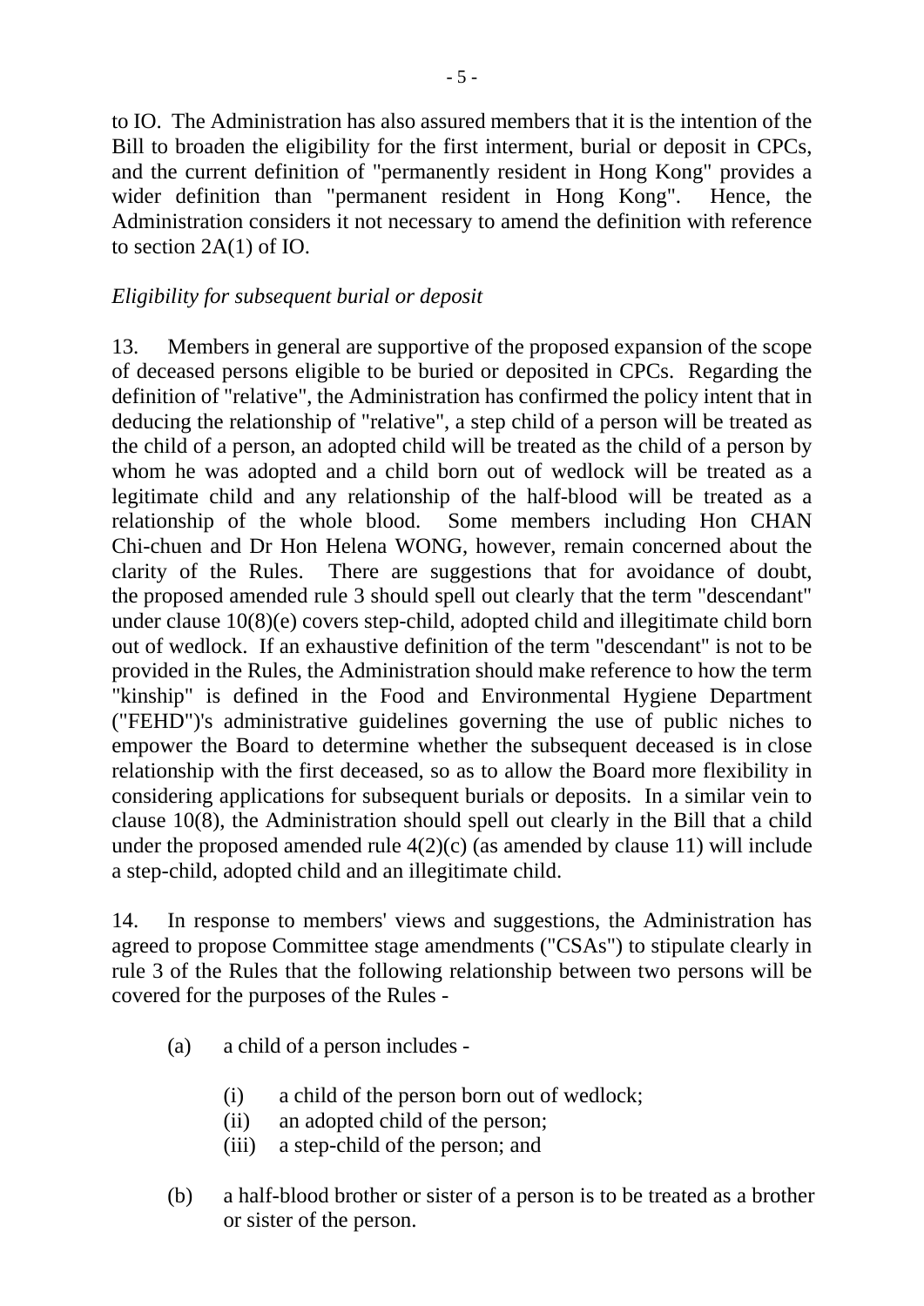to IO. The Administration has also assured members that it is the intention of the Bill to broaden the eligibility for the first interment, burial or deposit in CPCs, and the current definition of "permanently resident in Hong Kong" provides a wider definition than "permanent resident in Hong Kong". Hence, the Administration considers it not necessary to amend the definition with reference to section 2A(1) of IO.

*Eligibility for subsequent burial or deposit*

13. Members in general are supportive of the proposed expansion of the scope of deceased persons eligible to be buried or deposited in CPCs. Regarding the definition of "relative", the Administration has confirmed the policy intent that in deducing the relationship of "relative", a step child of a person will be treated as the child of a person, an adopted child will be treated as the child of a person by whom he was adopted and a child born out of wedlock will be treated as a legitimate child and any relationship of the half-blood will be treated as a relationship of the whole blood. Some members including Hon CHAN Chi-chuen and Dr Hon Helena WONG, however, remain concerned about the clarity of the Rules. There are suggestions that for avoidance of doubt, the proposed amended rule 3 should spell out clearly that the term "descendant" under clause 10(8)(e) covers step-child, adopted child and illegitimate child born out of wedlock. If an exhaustive definition of the term "descendant" is not to be provided in the Rules, the Administration should make reference to how the term "kinship" is defined in the Food and Environmental Hygiene Department ("FEHD")'s administrative guidelines governing the use of public niches to empower the Board to determine whether the subsequent deceased is in close relationship with the first deceased, so as to allow the Board more flexibility in considering applications for subsequent burials or deposits. In a similar vein to clause 10(8), the Administration should spell out clearly in the Bill that a child under the proposed amended rule 4(2)(c) (as amended by clause 11) will include a step-child, adopted child and an illegitimate child.

14. In response to members' views and suggestions, the Administration has agreed to propose Committee stage amendments ("CSAs") to stipulate clearly in rule 3 of the Rules that the following relationship between two persons will be covered for the purposes of the Rules -

(a) a child of a person includes -

  (i) a child of the person born out of wedlock;
  (ii) an adopted child of the person;
  (iii) a step-child of the person; and

(b) a half-blood brother or sister of a person is to be treated as a brother or sister of the person.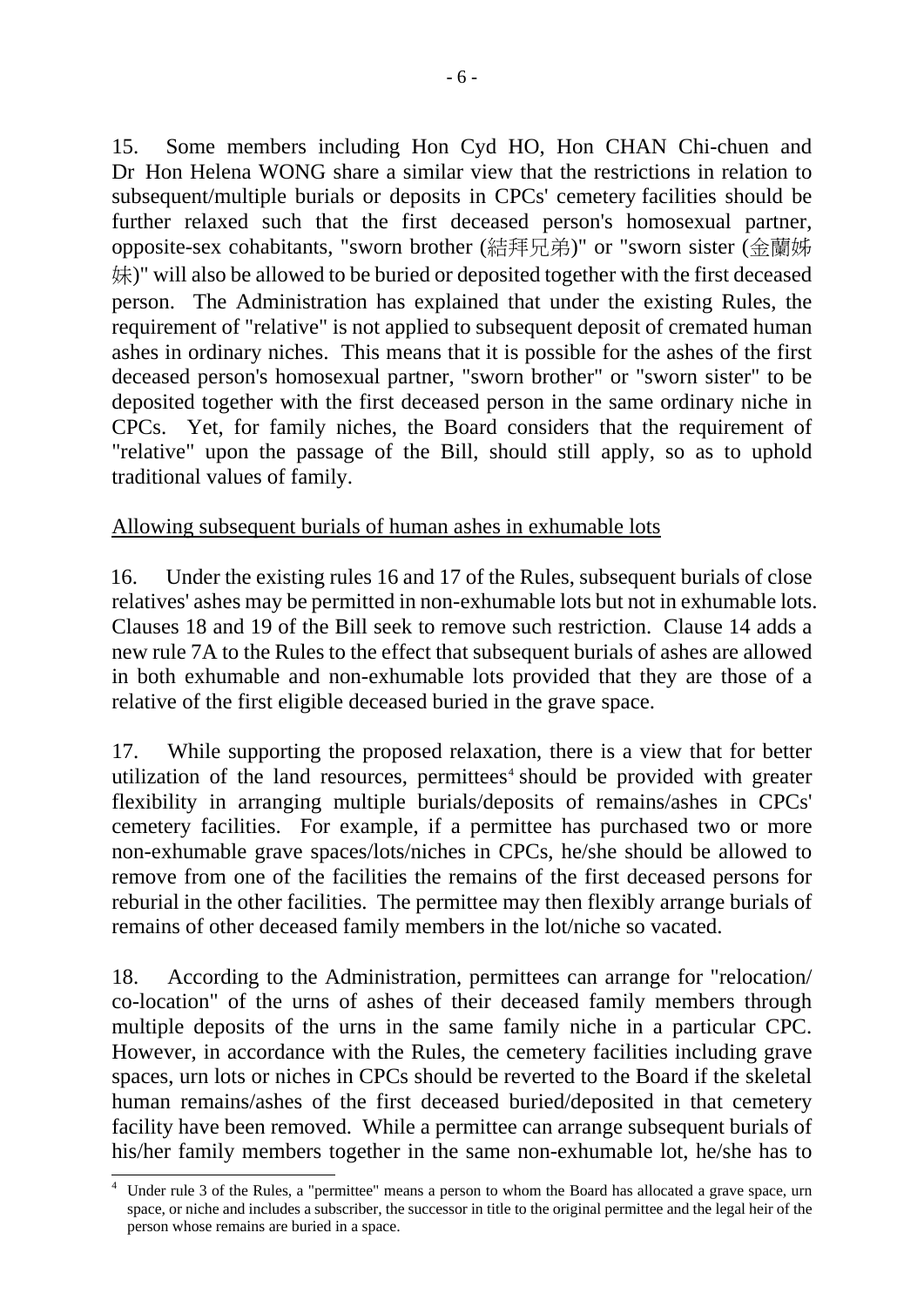15. Some members including Hon Cyd HO, Hon CHAN Chi-chuen and Dr Hon Helena WONG share a similar view that the restrictions in relation to subsequent/multiple burials or deposits in CPCs' cemetery facilities should be further relaxed such that the first deceased person's homosexual partner, opposite-sex cohabitants, "sworn brother (結拜兄弟)" or "sworn sister (金蘭姊妹)" will also be allowed to be buried or deposited together with the first deceased person. The Administration has explained that under the existing Rules, the requirement of "relative" is not applied to subsequent deposit of cremated human ashes in ordinary niches. This means that it is possible for the ashes of the first deceased person's homosexual partner, "sworn brother" or "sworn sister" to be deposited together with the first deceased person in the same ordinary niche in CPCs. Yet, for family niches, the Board considers that the requirement of "relative" upon the passage of the Bill, should still apply, so as to uphold traditional values of family.

<u>Allowing subsequent burials of human ashes in exhumable lots</u>

16. Under the existing rules 16 and 17 of the Rules, subsequent burials of close relatives' ashes may be permitted in non-exhumable lots but not in exhumable lots. Clauses 18 and 19 of the Bill seek to remove such restriction. Clause 14 adds a new rule 7A to the Rules to the effect that subsequent burials of ashes are allowed in both exhumable and non-exhumable lots provided that they are those of a relative of the first eligible deceased buried in the grave space.

17. While supporting the proposed relaxation, there is a view that for better utilization of the land resources, permittees[4] should be provided with greater flexibility in arranging multiple burials/deposits of remains/ashes in CPCs' cemetery facilities. For example, if a permittee has purchased two or more non-exhumable grave spaces/lots/niches in CPCs, he/she should be allowed to remove from one of the facilities the remains of the first deceased persons for reburial in the other facilities. The permittee may then flexibly arrange burials of remains of other deceased family members in the lot/niche so vacated.

18. According to the Administration, permittees can arrange for "relocation/co-location" of the urns of ashes of their deceased family members through multiple deposits of the urns in the same family niche in a particular CPC. However, in accordance with the Rules, the cemetery facilities including grave spaces, urn lots or niches in CPCs should be reverted to the Board if the skeletal human remains/ashes of the first deceased buried/deposited in that cemetery facility have been removed. While a permittee can arrange subsequent burials of his/her family members together in the same non-exhumable lot, he/she has to

---

[4] Under rule 3 of the Rules, a "permittee" means a person to whom the Board has allocated a grave space, urn space, or niche and includes a subscriber, the successor in title to the original permittee and the legal heir of the person whose remains are buried in a space.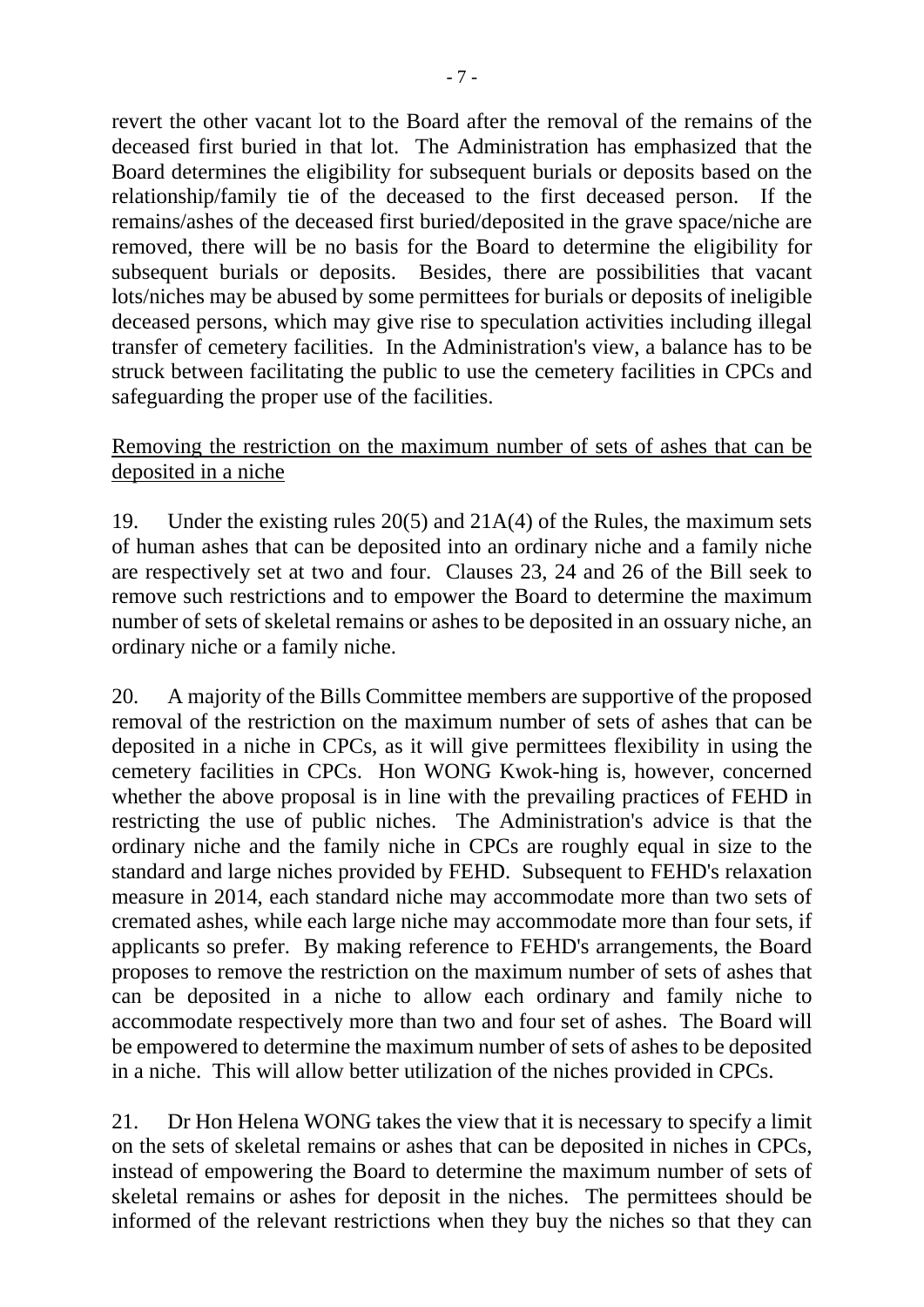revert the other vacant lot to the Board after the removal of the remains of the deceased first buried in that lot. The Administration has emphasized that the Board determines the eligibility for subsequent burials or deposits based on the relationship/family tie of the deceased to the first deceased person. If the remains/ashes of the deceased first buried/deposited in the grave space/niche are removed, there will be no basis for the Board to determine the eligibility for subsequent burials or deposits. Besides, there are possibilities that vacant lots/niches may be abused by some permittees for burials or deposits of ineligible deceased persons, which may give rise to speculation activities including illegal transfer of cemetery facilities. In the Administration's view, a balance has to be struck between facilitating the public to use the cemetery facilities in CPCs and safeguarding the proper use of the facilities.

<u>Removing the restriction on the maximum number of sets of ashes that can be deposited in a niche</u>

19. Under the existing rules 20(5) and 21A(4) of the Rules, the maximum sets of human ashes that can be deposited into an ordinary niche and a family niche are respectively set at two and four. Clauses 23, 24 and 26 of the Bill seek to remove such restrictions and to empower the Board to determine the maximum number of sets of skeletal remains or ashes to be deposited in an ossuary niche, an ordinary niche or a family niche.

20. A majority of the Bills Committee members are supportive of the proposed removal of the restriction on the maximum number of sets of ashes that can be deposited in a niche in CPCs, as it will give permittees flexibility in using the cemetery facilities in CPCs. Hon WONG Kwok-hing is, however, concerned whether the above proposal is in line with the prevailing practices of FEHD in restricting the use of public niches. The Administration's advice is that the ordinary niche and the family niche in CPCs are roughly equal in size to the standard and large niches provided by FEHD. Subsequent to FEHD's relaxation measure in 2014, each standard niche may accommodate more than two sets of cremated ashes, while each large niche may accommodate more than four sets, if applicants so prefer. By making reference to FEHD's arrangements, the Board proposes to remove the restriction on the maximum number of sets of ashes that can be deposited in a niche to allow each ordinary and family niche to accommodate respectively more than two and four set of ashes. The Board will be empowered to determine the maximum number of sets of ashes to be deposited in a niche. This will allow better utilization of the niches provided in CPCs.

21. Dr Hon Helena WONG takes the view that it is necessary to specify a limit on the sets of skeletal remains or ashes that can be deposited in niches in CPCs, instead of empowering the Board to determine the maximum number of sets of skeletal remains or ashes for deposit in the niches. The permittees should be informed of the relevant restrictions when they buy the niches so that they can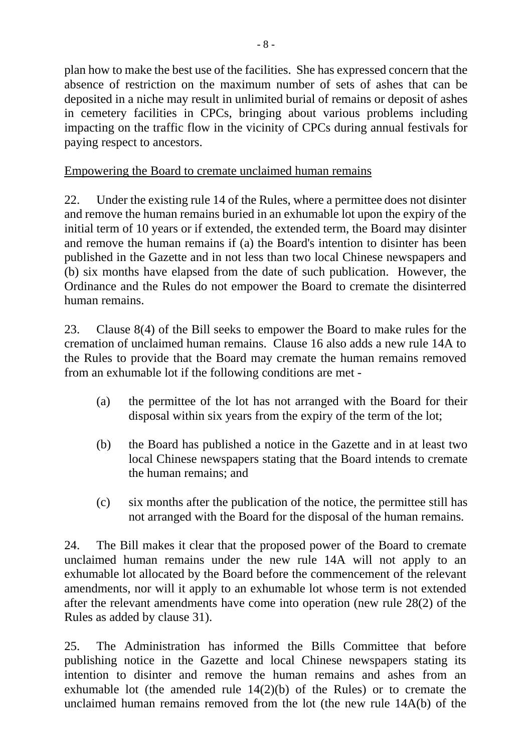plan how to make the best use of the facilities. She has expressed concern that the absence of restriction on the maximum number of sets of ashes that can be deposited in a niche may result in unlimited burial of remains or deposit of ashes in cemetery facilities in CPCs, bringing about various problems including impacting on the traffic flow in the vicinity of CPCs during annual festivals for paying respect to ancestors.

<u>Empowering the Board to cremate unclaimed human remains</u>

22. Under the existing rule 14 of the Rules, where a permittee does not disinter and remove the human remains buried in an exhumable lot upon the expiry of the initial term of 10 years or if extended, the extended term, the Board may disinter and remove the human remains if (a) the Board's intention to disinter has been published in the Gazette and in not less than two local Chinese newspapers and (b) six months have elapsed from the date of such publication. However, the Ordinance and the Rules do not empower the Board to cremate the disinterred human remains.

23. Clause 8(4) of the Bill seeks to empower the Board to make rules for the cremation of unclaimed human remains. Clause 16 also adds a new rule 14A to the Rules to provide that the Board may cremate the human remains removed from an exhumable lot if the following conditions are met -

(a) the permittee of the lot has not arranged with the Board for their disposal within six years from the expiry of the term of the lot;

(b) the Board has published a notice in the Gazette and in at least two local Chinese newspapers stating that the Board intends to cremate the human remains; and

(c) six months after the publication of the notice, the permittee still has not arranged with the Board for the disposal of the human remains.

24. The Bill makes it clear that the proposed power of the Board to cremate unclaimed human remains under the new rule 14A will not apply to an exhumable lot allocated by the Board before the commencement of the relevant amendments, nor will it apply to an exhumable lot whose term is not extended after the relevant amendments have come into operation (new rule 28(2) of the Rules as added by clause 31).

25. The Administration has informed the Bills Committee that before publishing notice in the Gazette and local Chinese newspapers stating its intention to disinter and remove the human remains and ashes from an exhumable lot (the amended rule 14(2)(b) of the Rules) or to cremate the unclaimed human remains removed from the lot (the new rule 14A(b) of the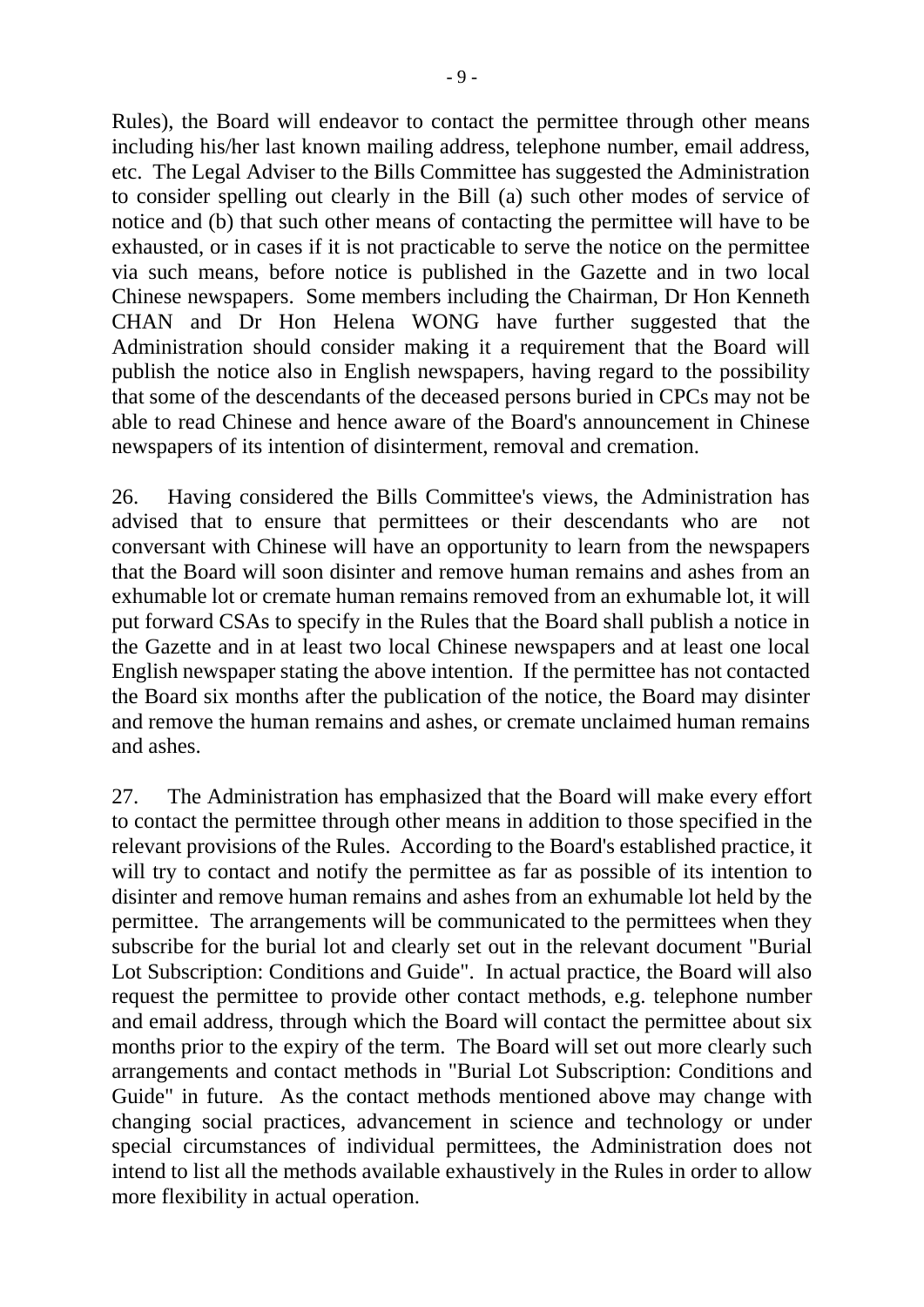Rules), the Board will endeavor to contact the permittee through other means including his/her last known mailing address, telephone number, email address, etc. The Legal Adviser to the Bills Committee has suggested the Administration to consider spelling out clearly in the Bill (a) such other modes of service of notice and (b) that such other means of contacting the permittee will have to be exhausted, or in cases if it is not practicable to serve the notice on the permittee via such means, before notice is published in the Gazette and in two local Chinese newspapers. Some members including the Chairman, Dr Hon Kenneth CHAN and Dr Hon Helena WONG have further suggested that the Administration should consider making it a requirement that the Board will publish the notice also in English newspapers, having regard to the possibility that some of the descendants of the deceased persons buried in CPCs may not be able to read Chinese and hence aware of the Board's announcement in Chinese newspapers of its intention of disinterment, removal and cremation.

26. Having considered the Bills Committee's views, the Administration has advised that to ensure that permittees or their descendants who are not conversant with Chinese will have an opportunity to learn from the newspapers that the Board will soon disinter and remove human remains and ashes from an exhumable lot or cremate human remains removed from an exhumable lot, it will put forward CSAs to specify in the Rules that the Board shall publish a notice in the Gazette and in at least two local Chinese newspapers and at least one local English newspaper stating the above intention. If the permittee has not contacted the Board six months after the publication of the notice, the Board may disinter and remove the human remains and ashes, or cremate unclaimed human remains and ashes.

27. The Administration has emphasized that the Board will make every effort to contact the permittee through other means in addition to those specified in the relevant provisions of the Rules. According to the Board's established practice, it will try to contact and notify the permittee as far as possible of its intention to disinter and remove human remains and ashes from an exhumable lot held by the permittee. The arrangements will be communicated to the permittees when they subscribe for the burial lot and clearly set out in the relevant document "Burial Lot Subscription: Conditions and Guide". In actual practice, the Board will also request the permittee to provide other contact methods, e.g. telephone number and email address, through which the Board will contact the permittee about six months prior to the expiry of the term. The Board will set out more clearly such arrangements and contact methods in "Burial Lot Subscription: Conditions and Guide" in future. As the contact methods mentioned above may change with changing social practices, advancement in science and technology or under special circumstances of individual permittees, the Administration does not intend to list all the methods available exhaustively in the Rules in order to allow more flexibility in actual operation.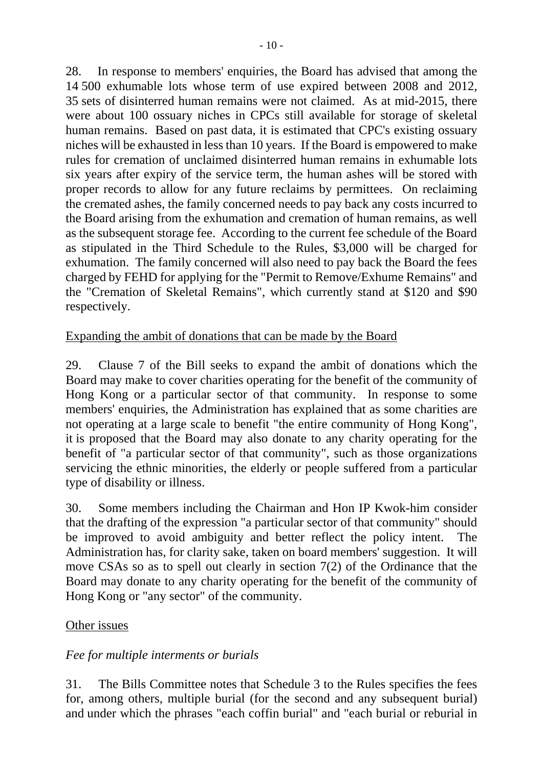28. In response to members' enquiries, the Board has advised that among the 14 500 exhumable lots whose term of use expired between 2008 and 2012, 35 sets of disinterred human remains were not claimed. As at mid-2015, there were about 100 ossuary niches in CPCs still available for storage of skeletal human remains. Based on past data, it is estimated that CPC's existing ossuary niches will be exhausted in less than 10 years. If the Board is empowered to make rules for cremation of unclaimed disinterred human remains in exhumable lots six years after expiry of the service term, the human ashes will be stored with proper records to allow for any future reclaims by permittees. On reclaiming the cremated ashes, the family concerned needs to pay back any costs incurred to the Board arising from the exhumation and cremation of human remains, as well as the subsequent storage fee. According to the current fee schedule of the Board as stipulated in the Third Schedule to the Rules, $3,000 will be charged for exhumation. The family concerned will also need to pay back the Board the fees charged by FEHD for applying for the "Permit to Remove/Exhume Remains" and the "Cremation of Skeletal Remains", which currently stand at $120 and $90 respectively.

<u>Expanding the ambit of donations that can be made by the Board</u>

29. Clause 7 of the Bill seeks to expand the ambit of donations which the Board may make to cover charities operating for the benefit of the community of Hong Kong or a particular sector of that community. In response to some members' enquiries, the Administration has explained that as some charities are not operating at a large scale to benefit "the entire community of Hong Kong", it is proposed that the Board may also donate to any charity operating for the benefit of "a particular sector of that community", such as those organizations servicing the ethnic minorities, the elderly or people suffered from a particular type of disability or illness.

30. Some members including the Chairman and Hon IP Kwok-him consider that the drafting of the expression "a particular sector of that community" should be improved to avoid ambiguity and better reflect the policy intent. The Administration has, for clarity sake, taken on board members' suggestion. It will move CSAs so as to spell out clearly in section 7(2) of the Ordinance that the Board may donate to any charity operating for the benefit of the community of Hong Kong or "any sector" of the community.

<u>Other issues</u>

*Fee for multiple interments or burials*

31. The Bills Committee notes that Schedule 3 to the Rules specifies the fees for, among others, multiple burial (for the second and any subsequent burial) and under which the phrases "each coffin burial" and "each burial or reburial in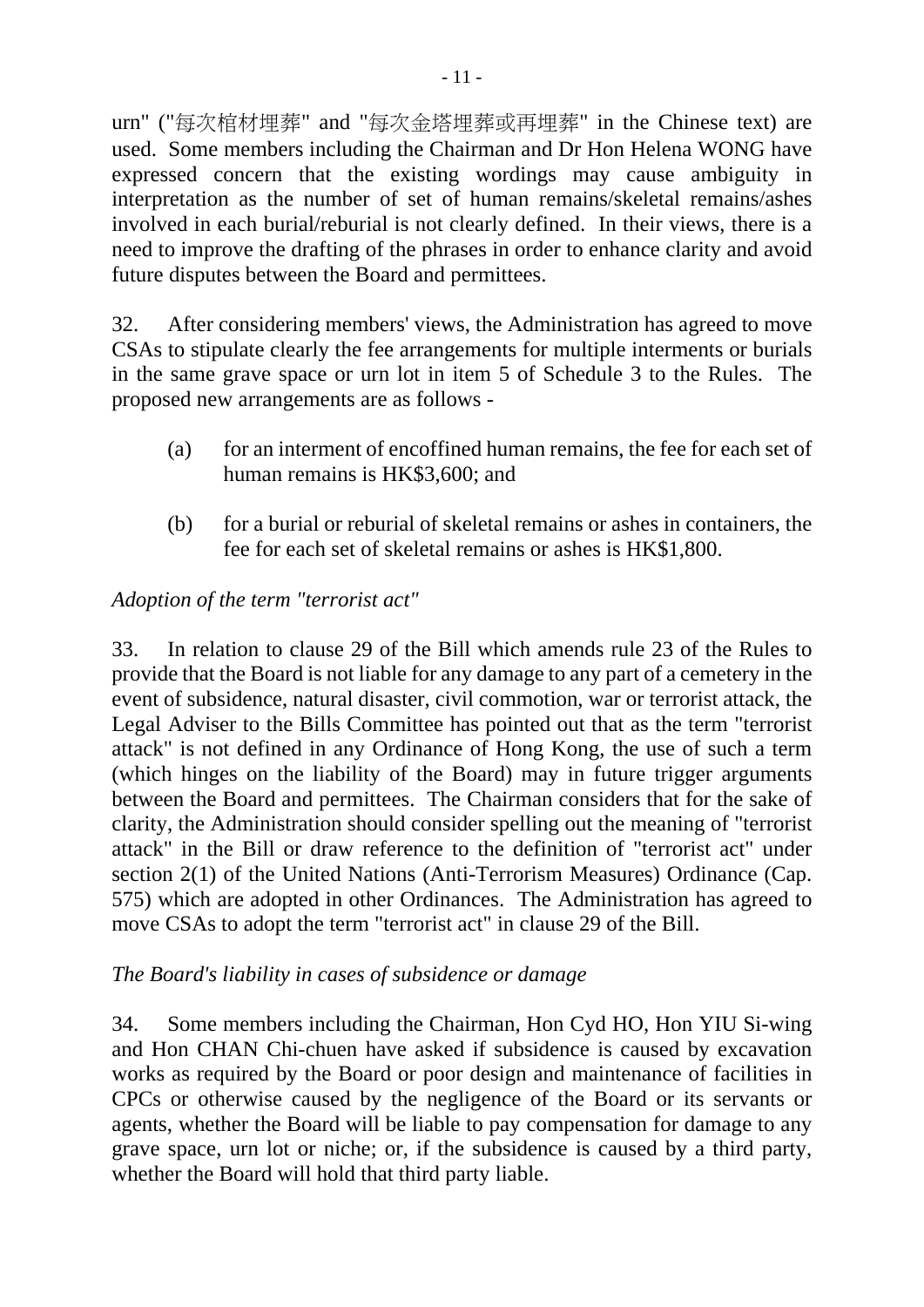urn" ("每次棺材埋葬" and "每次金塔埋葬或再埋葬" in the Chinese text) are used. Some members including the Chairman and Dr Hon Helena WONG have expressed concern that the existing wordings may cause ambiguity in interpretation as the number of set of human remains/skeletal remains/ashes involved in each burial/reburial is not clearly defined. In their views, there is a need to improve the drafting of the phrases in order to enhance clarity and avoid future disputes between the Board and permittees.

32. After considering members' views, the Administration has agreed to move CSAs to stipulate clearly the fee arrangements for multiple interments or burials in the same grave space or urn lot in item 5 of Schedule 3 to the Rules. The proposed new arrangements are as follows -

(a) for an interment of encoffined human remains, the fee for each set of human remains is HK$3,600; and

(b) for a burial or reburial of skeletal remains or ashes in containers, the fee for each set of skeletal remains or ashes is HK$1,800.

*Adoption of the term "terrorist act"*

33. In relation to clause 29 of the Bill which amends rule 23 of the Rules to provide that the Board is not liable for any damage to any part of a cemetery in the event of subsidence, natural disaster, civil commotion, war or terrorist attack, the Legal Adviser to the Bills Committee has pointed out that as the term "terrorist attack" is not defined in any Ordinance of Hong Kong, the use of such a term (which hinges on the liability of the Board) may in future trigger arguments between the Board and permittees. The Chairman considers that for the sake of clarity, the Administration should consider spelling out the meaning of "terrorist attack" in the Bill or draw reference to the definition of "terrorist act" under section 2(1) of the United Nations (Anti-Terrorism Measures) Ordinance (Cap. 575) which are adopted in other Ordinances. The Administration has agreed to move CSAs to adopt the term "terrorist act" in clause 29 of the Bill.

*The Board's liability in cases of subsidence or damage*

34. Some members including the Chairman, Hon Cyd HO, Hon YIU Si-wing and Hon CHAN Chi-chuen have asked if subsidence is caused by excavation works as required by the Board or poor design and maintenance of facilities in CPCs or otherwise caused by the negligence of the Board or its servants or agents, whether the Board will be liable to pay compensation for damage to any grave space, urn lot or niche; or, if the subsidence is caused by a third party, whether the Board will hold that third party liable.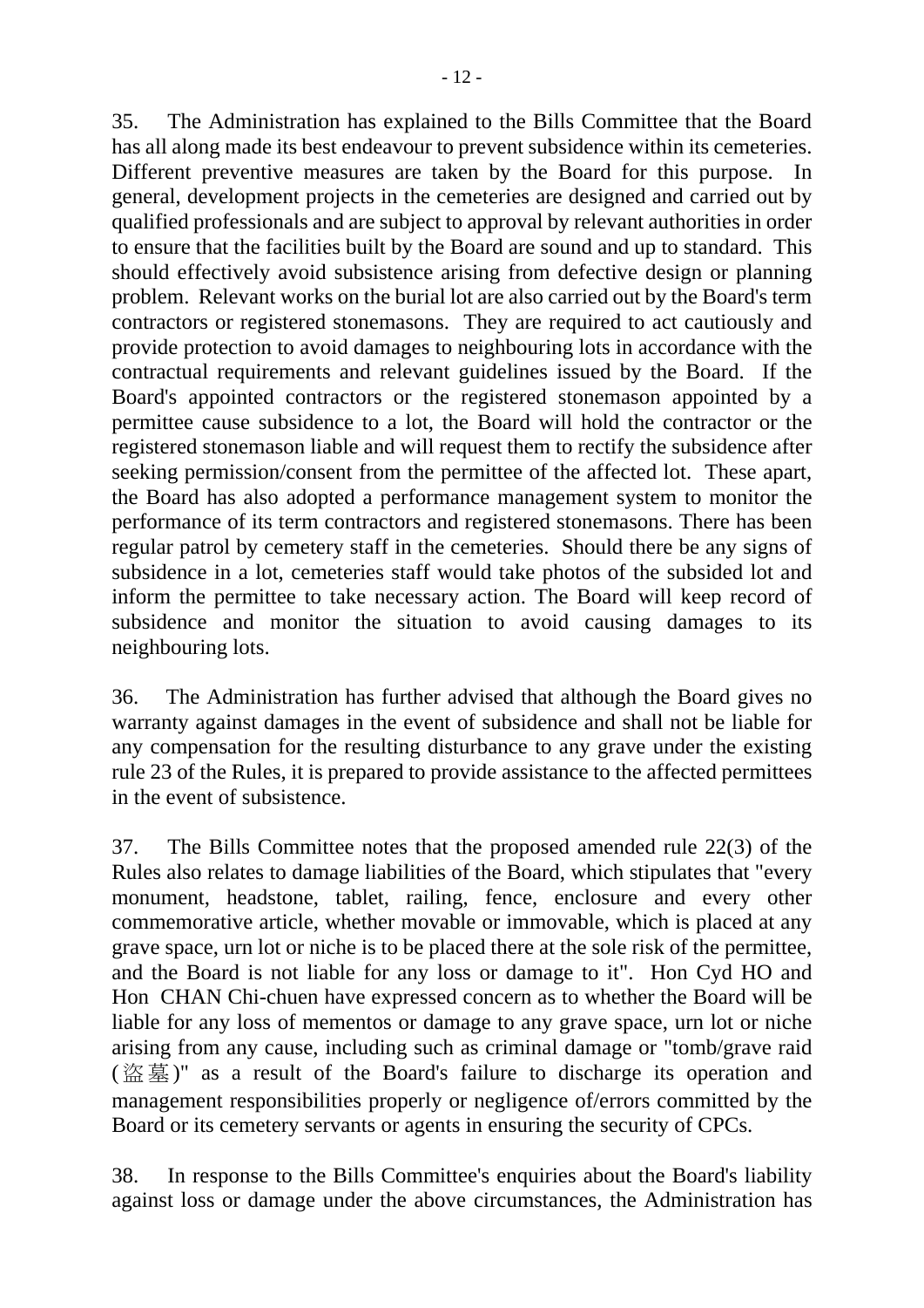35. The Administration has explained to the Bills Committee that the Board has all along made its best endeavour to prevent subsidence within its cemeteries. Different preventive measures are taken by the Board for this purpose. In general, development projects in the cemeteries are designed and carried out by qualified professionals and are subject to approval by relevant authorities in order to ensure that the facilities built by the Board are sound and up to standard. This should effectively avoid subsistence arising from defective design or planning problem. Relevant works on the burial lot are also carried out by the Board's term contractors or registered stonemasons. They are required to act cautiously and provide protection to avoid damages to neighbouring lots in accordance with the contractual requirements and relevant guidelines issued by the Board. If the Board's appointed contractors or the registered stonemason appointed by a permittee cause subsidence to a lot, the Board will hold the contractor or the registered stonemason liable and will request them to rectify the subsidence after seeking permission/consent from the permittee of the affected lot. These apart, the Board has also adopted a performance management system to monitor the performance of its term contractors and registered stonemasons. There has been regular patrol by cemetery staff in the cemeteries. Should there be any signs of subsidence in a lot, cemeteries staff would take photos of the subsided lot and inform the permittee to take necessary action. The Board will keep record of subsidence and monitor the situation to avoid causing damages to its neighbouring lots.

36. The Administration has further advised that although the Board gives no warranty against damages in the event of subsidence and shall not be liable for any compensation for the resulting disturbance to any grave under the existing rule 23 of the Rules, it is prepared to provide assistance to the affected permittees in the event of subsistence.

37. The Bills Committee notes that the proposed amended rule 22(3) of the Rules also relates to damage liabilities of the Board, which stipulates that "every monument, headstone, tablet, railing, fence, enclosure and every other commemorative article, whether movable or immovable, which is placed at any grave space, urn lot or niche is to be placed there at the sole risk of the permittee, and the Board is not liable for any loss or damage to it". Hon Cyd HO and Hon CHAN Chi-chuen have expressed concern as to whether the Board will be liable for any loss of mementos or damage to any grave space, urn lot or niche arising from any cause, including such as criminal damage or "tomb/grave raid (盜墓)" as a result of the Board's failure to discharge its operation and management responsibilities properly or negligence of/errors committed by the Board or its cemetery servants or agents in ensuring the security of CPCs.

38. In response to the Bills Committee's enquiries about the Board's liability against loss or damage under the above circumstances, the Administration has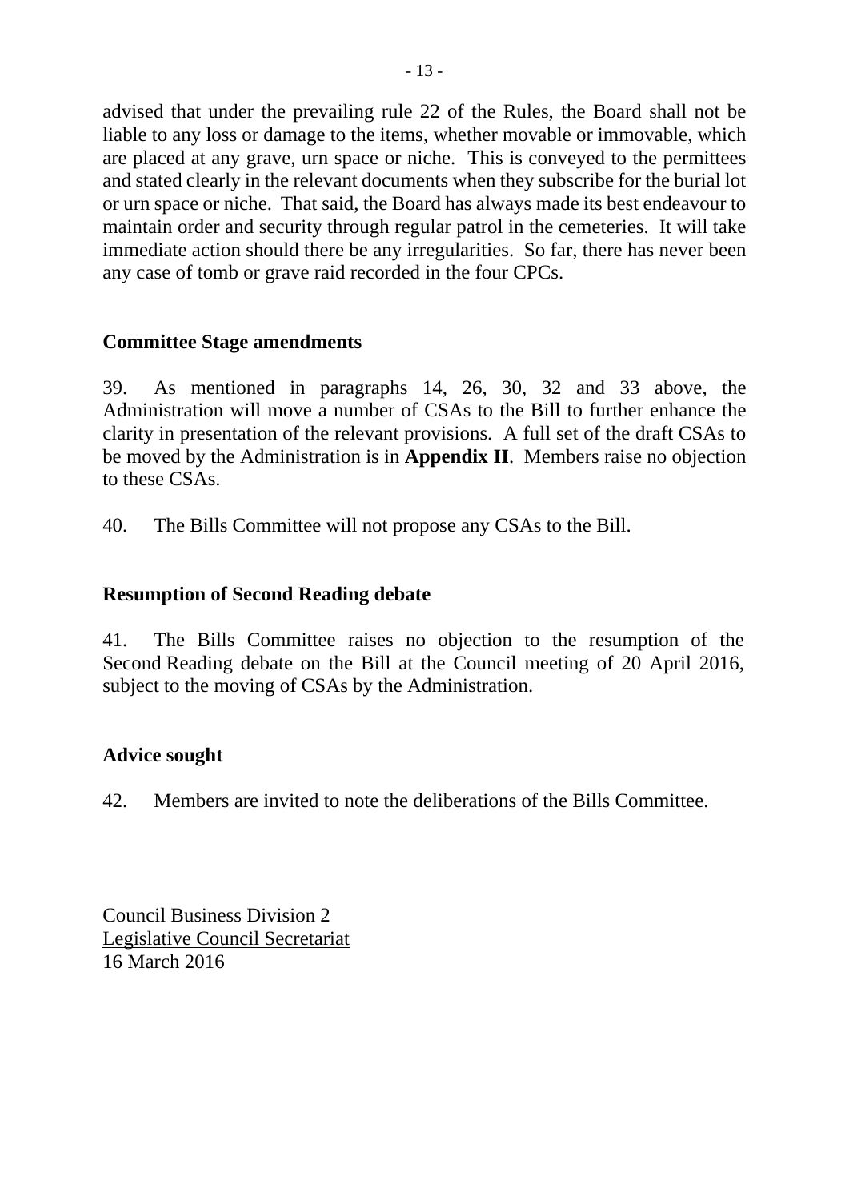advised that under the prevailing rule 22 of the Rules, the Board shall not be liable to any loss or damage to the items, whether movable or immovable, which are placed at any grave, urn space or niche. This is conveyed to the permittees and stated clearly in the relevant documents when they subscribe for the burial lot or urn space or niche. That said, the Board has always made its best endeavour to maintain order and security through regular patrol in the cemeteries. It will take immediate action should there be any irregularities. So far, there has never been any case of tomb or grave raid recorded in the four CPCs.

## Committee Stage amendments

39. As mentioned in paragraphs 14, 26, 30, 32 and 33 above, the Administration will move a number of CSAs to the Bill to further enhance the clarity in presentation of the relevant provisions. A full set of the draft CSAs to be moved by the Administration is in **Appendix II**. Members raise no objection to these CSAs.

40. The Bills Committee will not propose any CSAs to the Bill.

## Resumption of Second Reading debate

41. The Bills Committee raises no objection to the resumption of the Second Reading debate on the Bill at the Council meeting of 20 April 2016, subject to the moving of CSAs by the Administration.

## Advice sought

42. Members are invited to note the deliberations of the Bills Committee.

Council Business Division 2
Legislative Council Secretariat
16 March 2016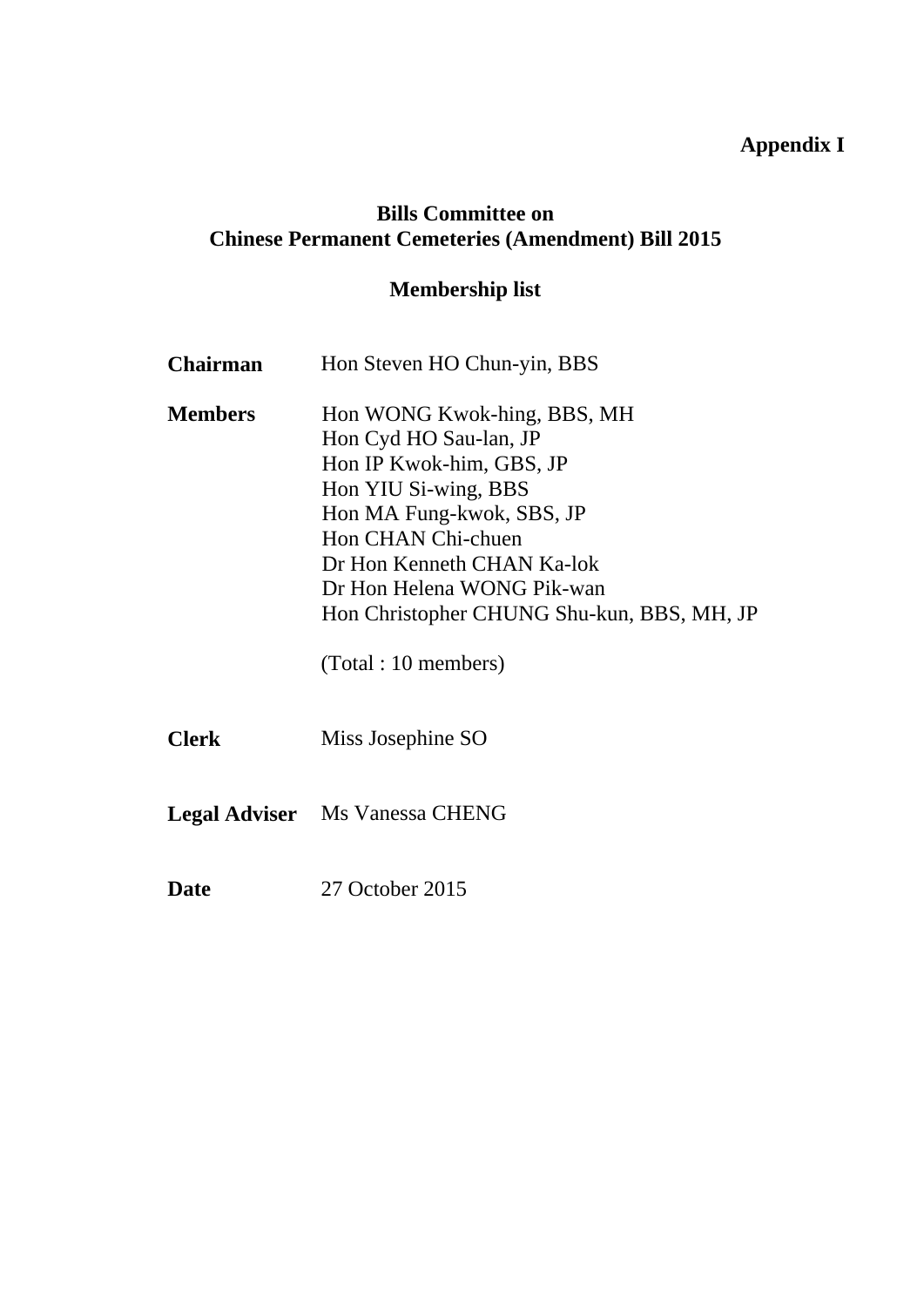**Appendix I**

## Bills Committee on Chinese Permanent Cemeteries (Amendment) Bill 2015

### Membership list

| | |
|---|---|
| **Chairman** | Hon Steven HO Chun-yin, BBS |
| **Members** | Hon WONG Kwok-hing, BBS, MH<br>Hon Cyd HO Sau-lan, JP<br>Hon IP Kwok-him, GBS, JP<br>Hon YIU Si-wing, BBS<br>Hon MA Fung-kwok, SBS, JP<br>Hon CHAN Chi-chuen<br>Dr Hon Kenneth CHAN Ka-lok<br>Dr Hon Helena WONG Pik-wan<br>Hon Christopher CHUNG Shu-kun, BBS, MH, JP<br><br>(Total : 10 members) |
| **Clerk** | Miss Josephine SO |
| **Legal Adviser** | Ms Vanessa CHENG |
| **Date** | 27 October 2015 |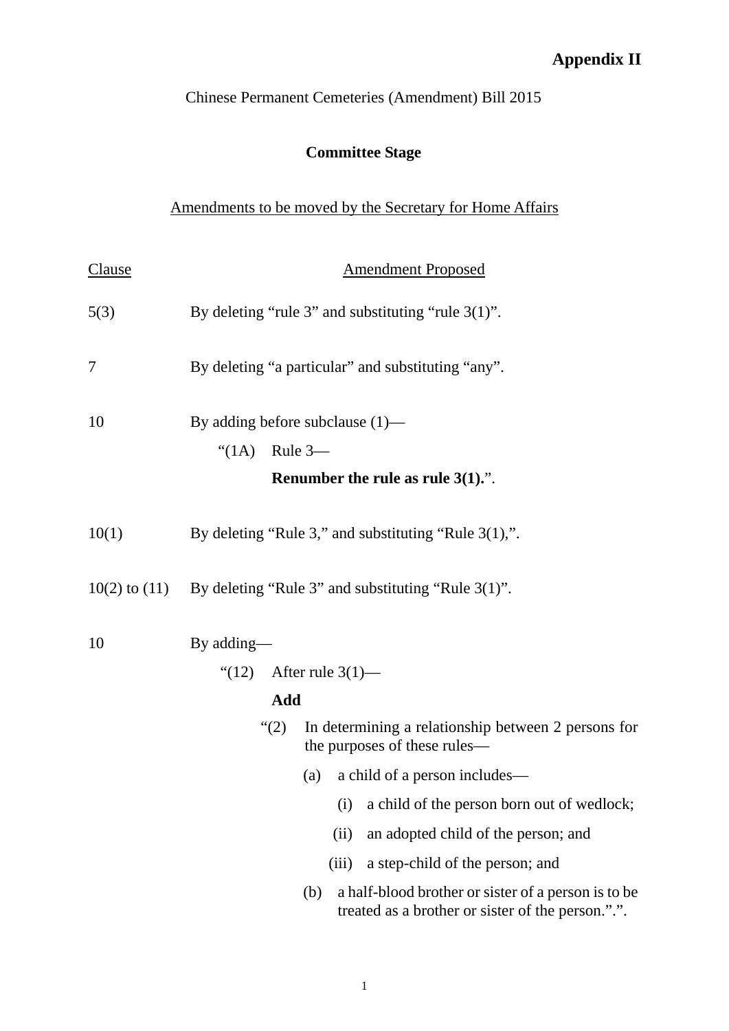**Appendix II**

Chinese Permanent Cemeteries (Amendment) Bill 2015

**Committee Stage**

Amendments to be moved by the Secretary for Home Affairs

| Clause | Amendment Proposed |
| --- | --- |
| 5(3) | By deleting "rule 3" and substituting "rule 3(1)". |
| 7 | By deleting "a particular" and substituting "any". |
| 10 | By adding before subclause (1)—<br>"(1A) Rule 3—<br>**Renumber the rule as rule 3(1).**". |
| 10(1) | By deleting "Rule 3," and substituting "Rule 3(1),". |
| 10(2) to (11) | By deleting "Rule 3" and substituting "Rule 3(1)". |
| 10 | By adding—<br>"(12) After rule 3(1)—<br>**Add**<br>"(2) In determining a relationship between 2 persons for the purposes of these rules—<br>(a) a child of a person includes—<br>(i) a child of the person born out of wedlock;<br>(ii) an adopted child of the person; and<br>(iii) a step-child of the person; and<br>(b) a half-blood brother or sister of a person is to be treated as a brother or sister of the person.".". |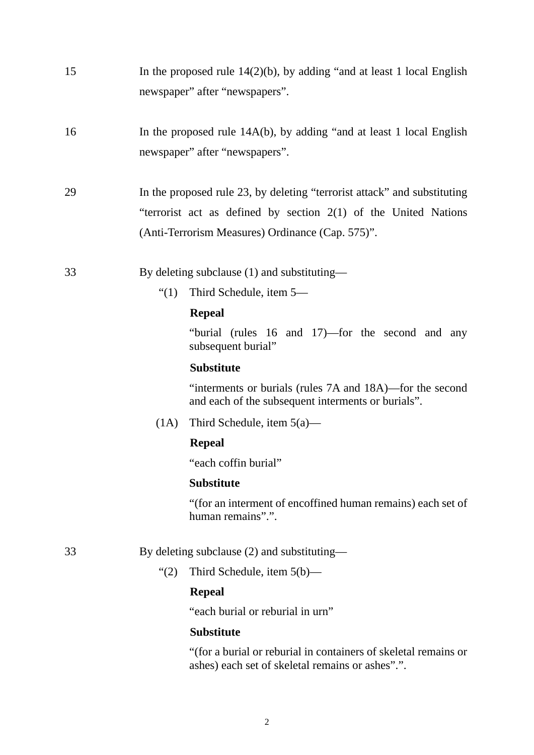| | |
|---|---|
| 15 | In the proposed rule 14(2)(b), by adding “and at least 1 local English newspaper” after “newspapers”. |
| 16 | In the proposed rule 14A(b), by adding “and at least 1 local English newspaper” after “newspapers”. |
| 29 | In the proposed rule 23, by deleting “terrorist attack” and substituting “terrorist act as defined by section 2(1) of the United Nations (Anti-Terrorism Measures) Ordinance (Cap. 575)”. |
| 33 | By deleting subclause (1) and substituting— |

“(1) Third Schedule, item 5—

**Repeal**

“burial (rules 16 and 17)—for the second and any subsequent burial”

**Substitute**

“interments or burials (rules 7A and 18A)—for the second and each of the subsequent interments or burials”.

(1A) Third Schedule, item 5(a)—

**Repeal**

“each coffin burial”

**Substitute**

“(for an interment of encoffined human remains) each set of human remains”.”.

| | |
|---|---|
| 33 | By deleting subclause (2) and substituting— |

“(2) Third Schedule, item 5(b)—

**Repeal**

“each burial or reburial in urn”

**Substitute**

“(for a burial or reburial in containers of skeletal remains or ashes) each set of skeletal remains or ashes”.”.